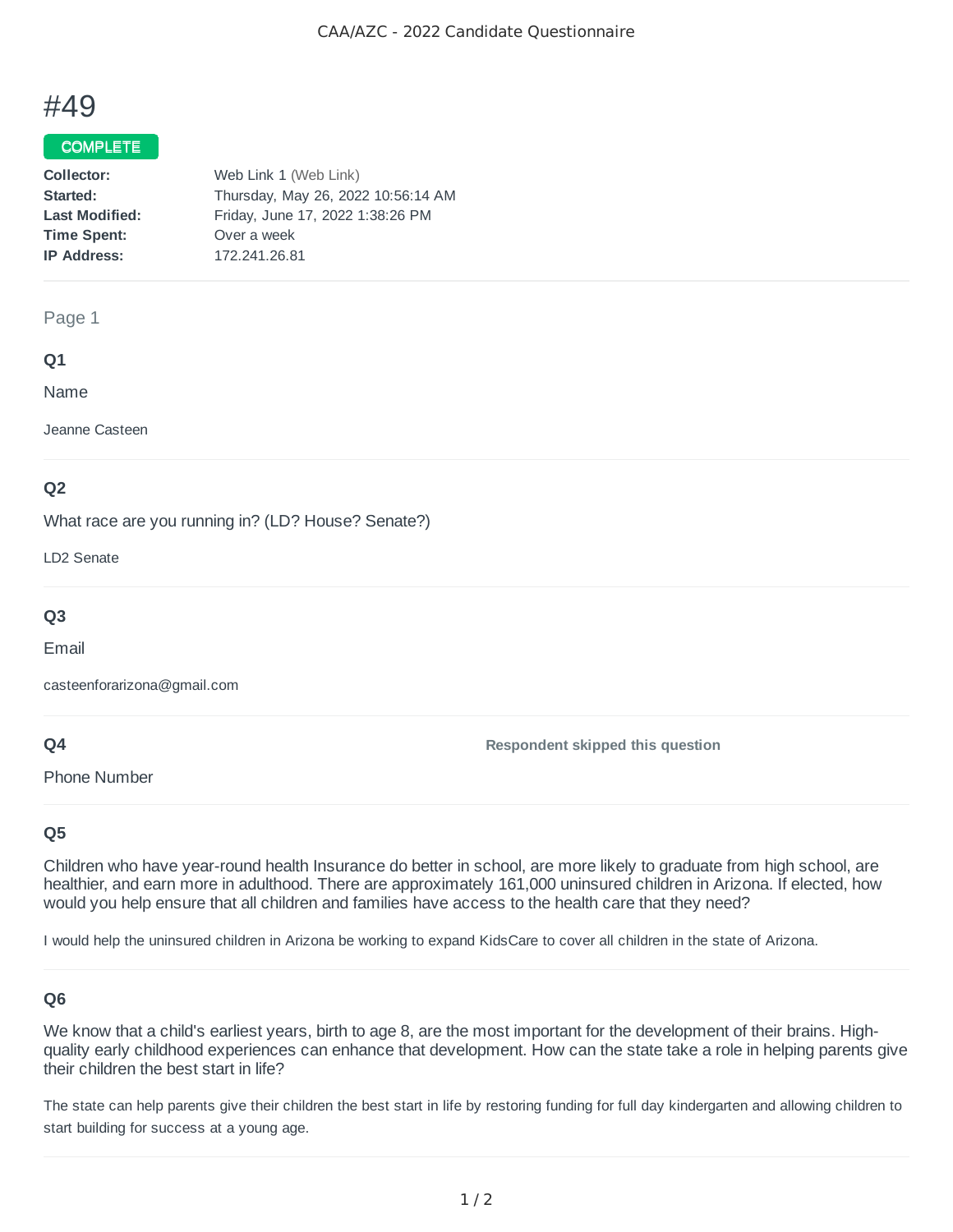# #49

**COMPLETE**

| | |
|---|---|
| **Collector:** | Web Link 1 (Web Link) |
| **Started:** | Thursday, May 26, 2022 10:56:14 AM |
| **Last Modified:** | Friday, June 17, 2022 1:38:26 PM |
| **Time Spent:** | Over a week |
| **IP Address:** | 172.241.26.81 |

Page 1

### Q1

Name

Jeanne Casteen

### Q2

What race are you running in? (LD? House? Senate?)

LD2 Senate

### Q3

Email

casteenforarizona@gmail.com

### Q4

**Respondent skipped this question**

Phone Number

### Q5

Children who have year-round health Insurance do better in school, are more likely to graduate from high school, are healthier, and earn more in adulthood. There are approximately 161,000 uninsured children in Arizona. If elected, how would you help ensure that all children and families have access to the health care that they need?

I would help the uninsured children in Arizona be working to expand KidsCare to cover all children in the state of Arizona.

### Q6

We know that a child's earliest years, birth to age 8, are the most important for the development of their brains. High-quality early childhood experiences can enhance that development. How can the state take a role in helping parents give their children the best start in life?

The state can help parents give their children the best start in life by restoring funding for full day kindergarten and allowing children to start building for success at a young age.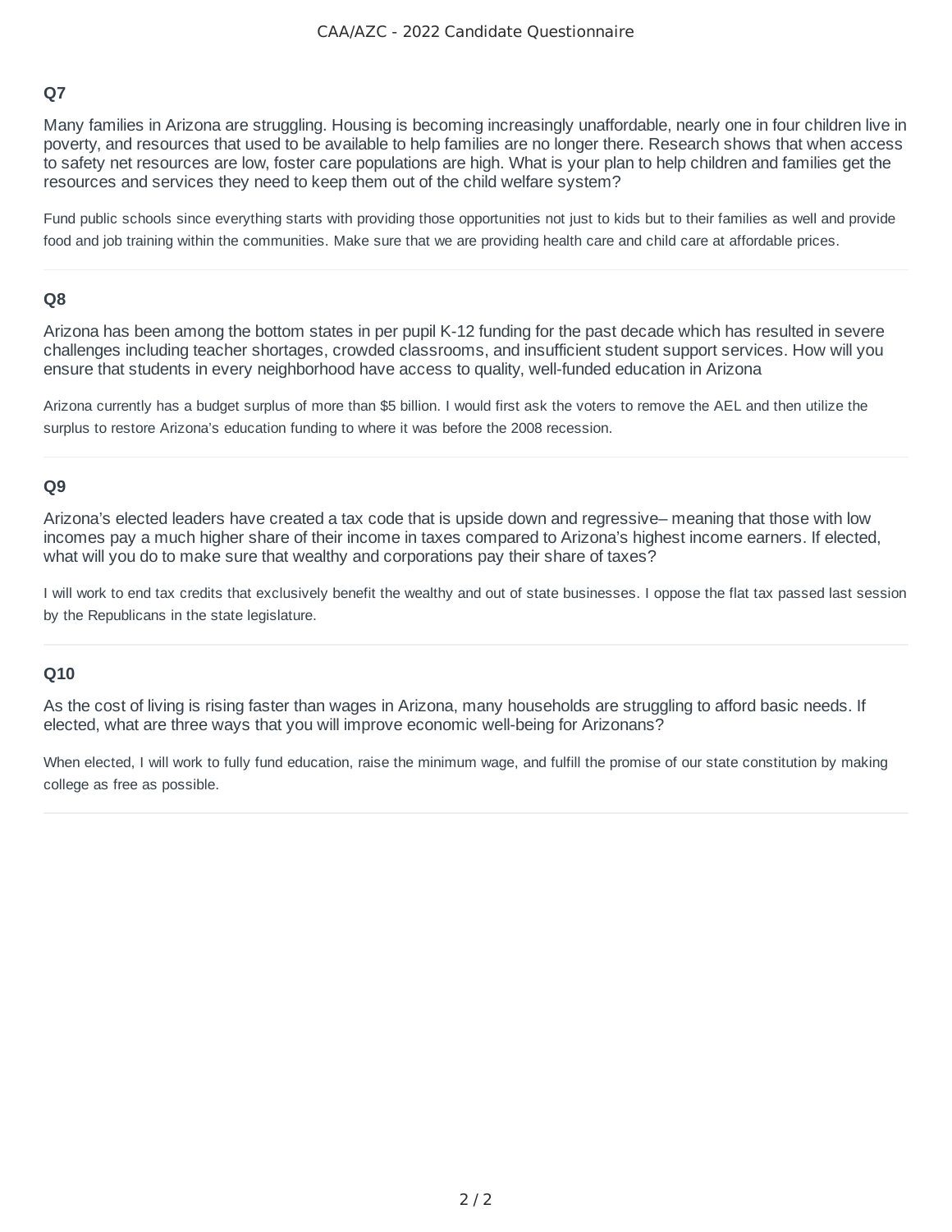### Q7

Many families in Arizona are struggling. Housing is becoming increasingly unaffordable, nearly one in four children live in poverty, and resources that used to be available to help families are no longer there. Research shows that when access to safety net resources are low, foster care populations are high. What is your plan to help children and families get the resources and services they need to keep them out of the child welfare system?

Fund public schools since everything starts with providing those opportunities not just to kids but to their families as well and provide food and job training within the communities. Make sure that we are providing health care and child care at affordable prices.

### Q8

Arizona has been among the bottom states in per pupil K-12 funding for the past decade which has resulted in severe challenges including teacher shortages, crowded classrooms, and insufficient student support services. How will you ensure that students in every neighborhood have access to quality, well-funded education in Arizona

Arizona currently has a budget surplus of more than $5 billion. I would first ask the voters to remove the AEL and then utilize the surplus to restore Arizona's education funding to where it was before the 2008 recession.

### Q9

Arizona's elected leaders have created a tax code that is upside down and regressive– meaning that those with low incomes pay a much higher share of their income in taxes compared to Arizona's highest income earners. If elected, what will you do to make sure that wealthy and corporations pay their share of taxes?

I will work to end tax credits that exclusively benefit the wealthy and out of state businesses. I oppose the flat tax passed last session by the Republicans in the state legislature.

### Q10

As the cost of living is rising faster than wages in Arizona, many households are struggling to afford basic needs. If elected, what are three ways that you will improve economic well-being for Arizonans?

When elected, I will work to fully fund education, raise the minimum wage, and fulfill the promise of our state constitution by making college as free as possible.